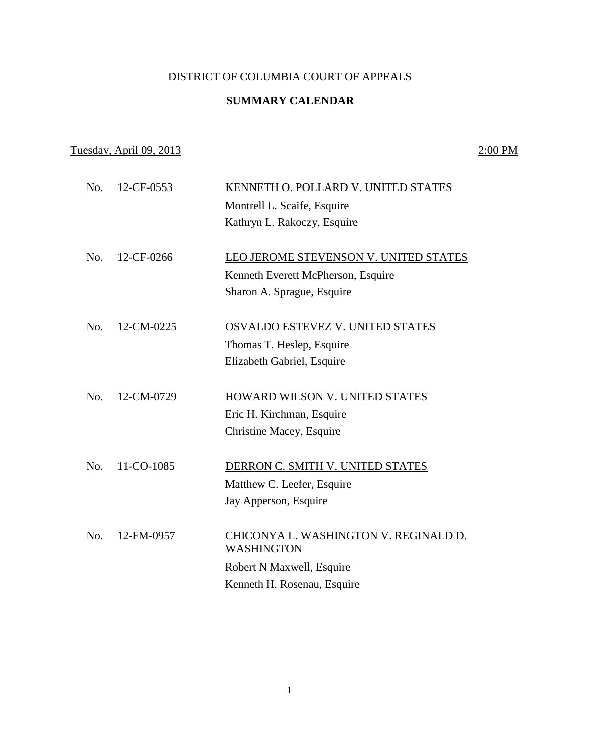DISTRICT OF COLUMBIA COURT OF APPEALS

**SUMMARY CALENDAR**

Tuesday, April 09, 2013 — 2:00 PM

No. 12-CF-0553 — KENNETH O. POLLARD V. UNITED STATES
Montrell L. Scaife, Esquire
Kathryn L. Rakoczy, Esquire

No. 12-CF-0266 — LEO JEROME STEVENSON V. UNITED STATES
Kenneth Everett McPherson, Esquire
Sharon A. Sprague, Esquire

No. 12-CM-0225 — OSVALDO ESTEVEZ V. UNITED STATES
Thomas T. Heslep, Esquire
Elizabeth Gabriel, Esquire

No. 12-CM-0729 — HOWARD WILSON V. UNITED STATES
Eric H. Kirchman, Esquire
Christine Macey, Esquire

No. 11-CO-1085 — DERRON C. SMITH V. UNITED STATES
Matthew C. Leefer, Esquire
Jay Apperson, Esquire

No. 12-FM-0957 — CHICONYA L. WASHINGTON V. REGINALD D. WASHINGTON
Robert N Maxwell, Esquire
Kenneth H. Rosenau, Esquire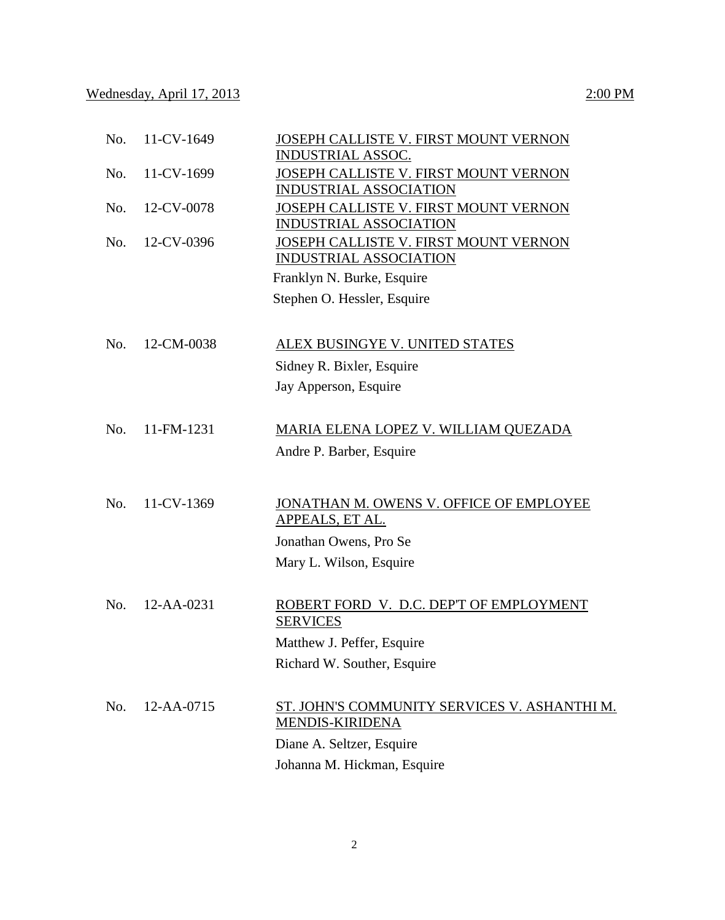Wednesday, April 17, 2013 2:00 PM

No. 11-CV-1649 JOSEPH CALLISTE V. FIRST MOUNT VERNON INDUSTRIAL ASSOC.

No. 11-CV-1699 JOSEPH CALLISTE V. FIRST MOUNT VERNON INDUSTRIAL ASSOCIATION

No. 12-CV-0078 JOSEPH CALLISTE V. FIRST MOUNT VERNON INDUSTRIAL ASSOCIATION

No. 12-CV-0396 JOSEPH CALLISTE V. FIRST MOUNT VERNON INDUSTRIAL ASSOCIATION

Franklyn N. Burke, Esquire
Stephen O. Hessler, Esquire

No. 12-CM-0038 ALEX BUSINGYE V. UNITED STATES

Sidney R. Bixler, Esquire
Jay Apperson, Esquire

No. 11-FM-1231 MARIA ELENA LOPEZ V. WILLIAM QUEZADA

Andre P. Barber, Esquire

No. 11-CV-1369 JONATHAN M. OWENS V. OFFICE OF EMPLOYEE APPEALS, ET AL.

Jonathan Owens, Pro Se
Mary L. Wilson, Esquire

No. 12-AA-0231 ROBERT FORD V. D.C. DEP'T OF EMPLOYMENT SERVICES

Matthew J. Peffer, Esquire
Richard W. Souther, Esquire

No. 12-AA-0715 ST. JOHN'S COMMUNITY SERVICES V. ASHANTHI M. MENDIS-KIRIDENA

Diane A. Seltzer, Esquire
Johanna M. Hickman, Esquire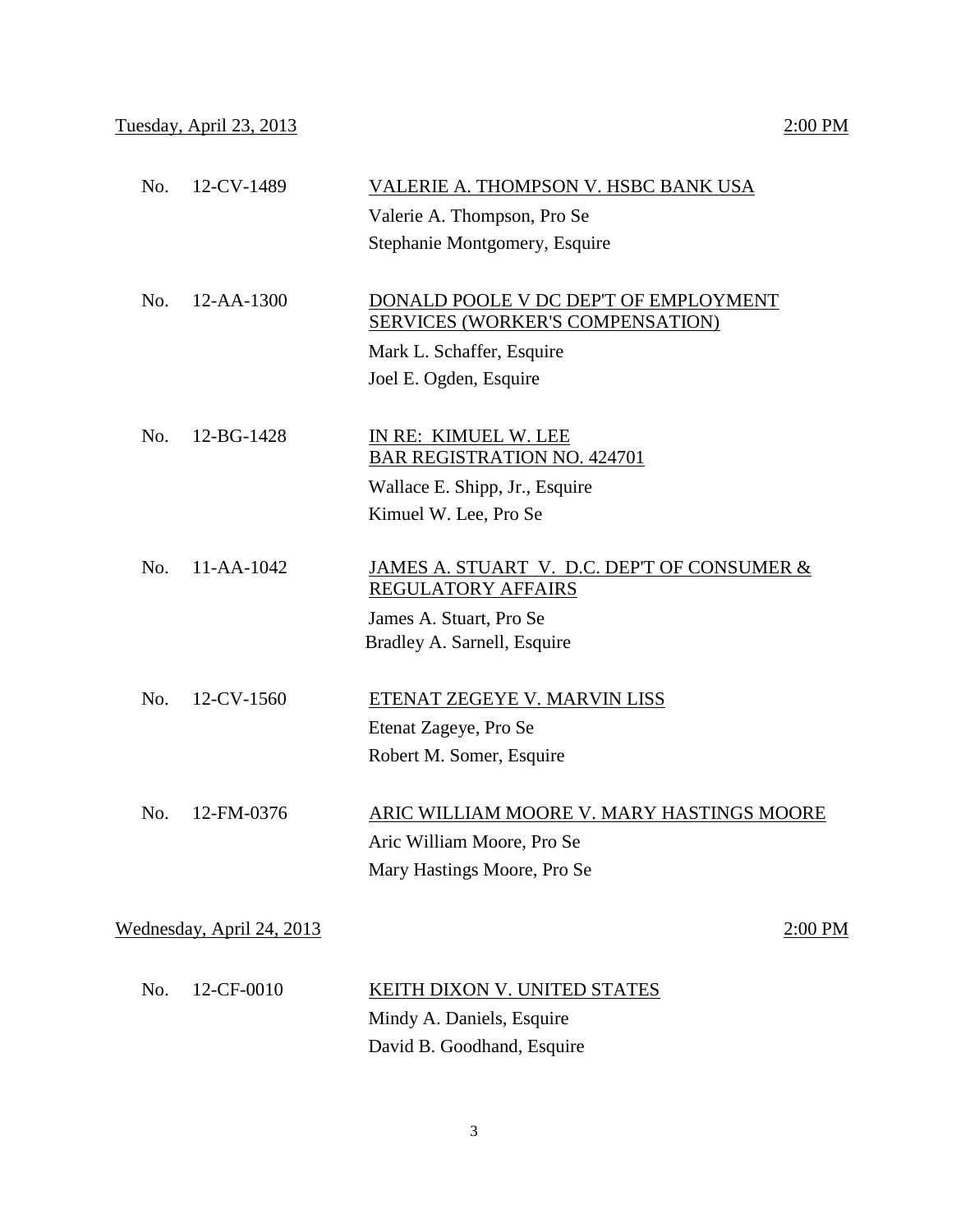Tuesday, April 23, 2013 — 2:00 PM

| No. | Case | Parties / Counsel |
|---|---|---|
| No. | 12-CV-1489 | VALERIE A. THOMPSON V. HSBC BANK USA<br>Valerie A. Thompson, Pro Se<br>Stephanie Montgomery, Esquire |
| No. | 12-AA-1300 | DONALD POOLE V DC DEP'T OF EMPLOYMENT SERVICES (WORKER'S COMPENSATION)<br>Mark L. Schaffer, Esquire<br>Joel E. Ogden, Esquire |
| No. | 12-BG-1428 | IN RE: KIMUEL W. LEE BAR REGISTRATION NO. 424701<br>Wallace E. Shipp, Jr., Esquire<br>Kimuel W. Lee, Pro Se |
| No. | 11-AA-1042 | JAMES A. STUART V. D.C. DEP'T OF CONSUMER & REGULATORY AFFAIRS<br>James A. Stuart, Pro Se<br>Bradley A. Sarnell, Esquire |
| No. | 12-CV-1560 | ETENAT ZEGEYE V. MARVIN LISS<br>Etenat Zageye, Pro Se<br>Robert M. Somer, Esquire |
| No. | 12-FM-0376 | ARIC WILLIAM MOORE V. MARY HASTINGS MOORE<br>Aric William Moore, Pro Se<br>Mary Hastings Moore, Pro Se |

Wednesday, April 24, 2013 — 2:00 PM

| No. | Case | Parties / Counsel |
|---|---|---|
| No. | 12-CF-0010 | KEITH DIXON V. UNITED STATES<br>Mindy A. Daniels, Esquire<br>David B. Goodhand, Esquire |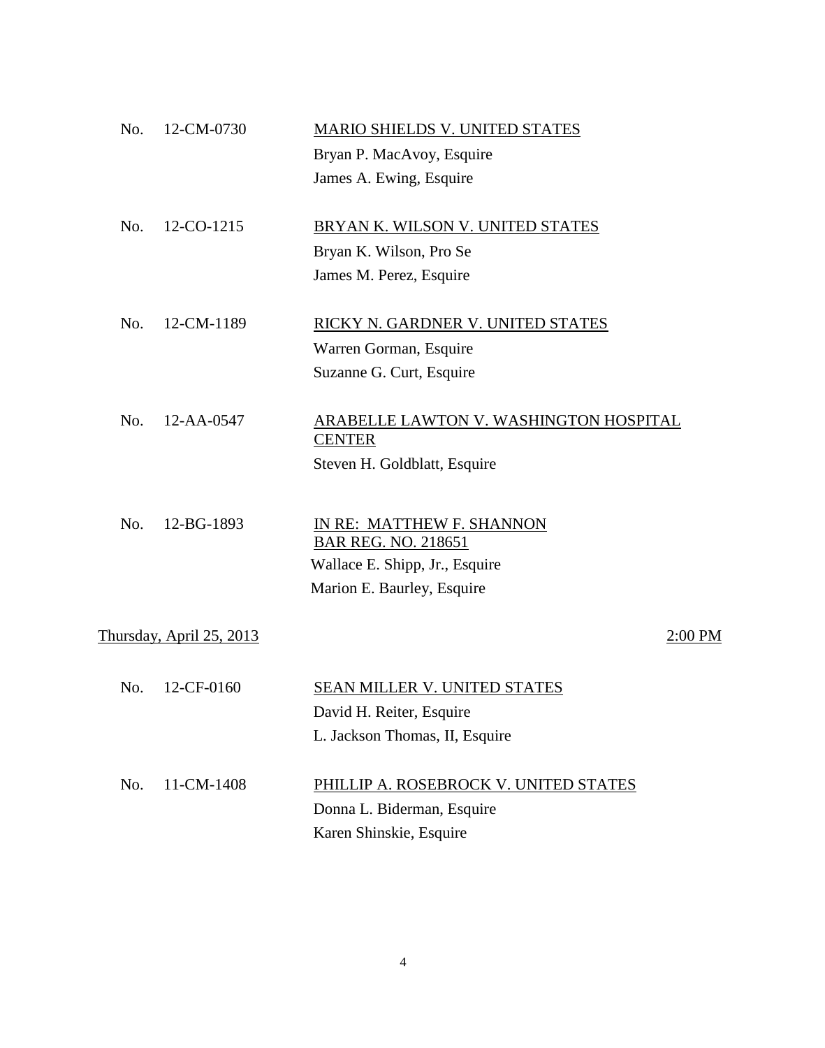No. 12-CM-0730 — <u>MARIO SHIELDS V. UNITED STATES</u>
Bryan P. MacAvoy, Esquire
James A. Ewing, Esquire

No. 12-CO-1215 — <u>BRYAN K. WILSON V. UNITED STATES</u>
Bryan K. Wilson, Pro Se
James M. Perez, Esquire

No. 12-CM-1189 — <u>RICKY N. GARDNER V. UNITED STATES</u>
Warren Gorman, Esquire
Suzanne G. Curt, Esquire

No. 12-AA-0547 — <u>ARABELLE LAWTON V. WASHINGTON HOSPITAL CENTER</u>
Steven H. Goldblatt, Esquire

No. 12-BG-1893 — <u>IN RE: MATTHEW F. SHANNON BAR REG. NO. 218651</u>
Wallace E. Shipp, Jr., Esquire
Marion E. Baurley, Esquire

<u>Thursday, April 25, 2013</u> — <u>2:00 PM</u>

No. 12-CF-0160 — <u>SEAN MILLER V. UNITED STATES</u>
David H. Reiter, Esquire
L. Jackson Thomas, II, Esquire

No. 11-CM-1408 — <u>PHILLIP A. ROSEBROCK V. UNITED STATES</u>
Donna L. Biderman, Esquire
Karen Shinskie, Esquire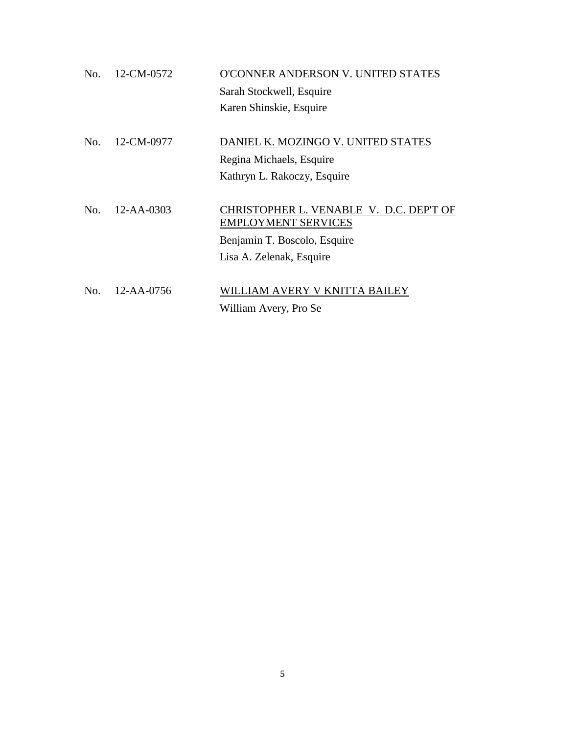No. 12-CM-0572 <u>O'CONNER ANDERSON V. UNITED STATES</u>

Sarah Stockwell, Esquire

Karen Shinskie, Esquire

No. 12-CM-0977 <u>DANIEL K. MOZINGO V. UNITED STATES</u>

Regina Michaels, Esquire

Kathryn L. Rakoczy, Esquire

No. 12-AA-0303 <u>CHRISTOPHER L. VENABLE V. D.C. DEP'T OF EMPLOYMENT SERVICES</u>

Benjamin T. Boscolo, Esquire

Lisa A. Zelenak, Esquire

No. 12-AA-0756 <u>WILLIAM AVERY V KNITTA BAILEY</u>

William Avery, Pro Se